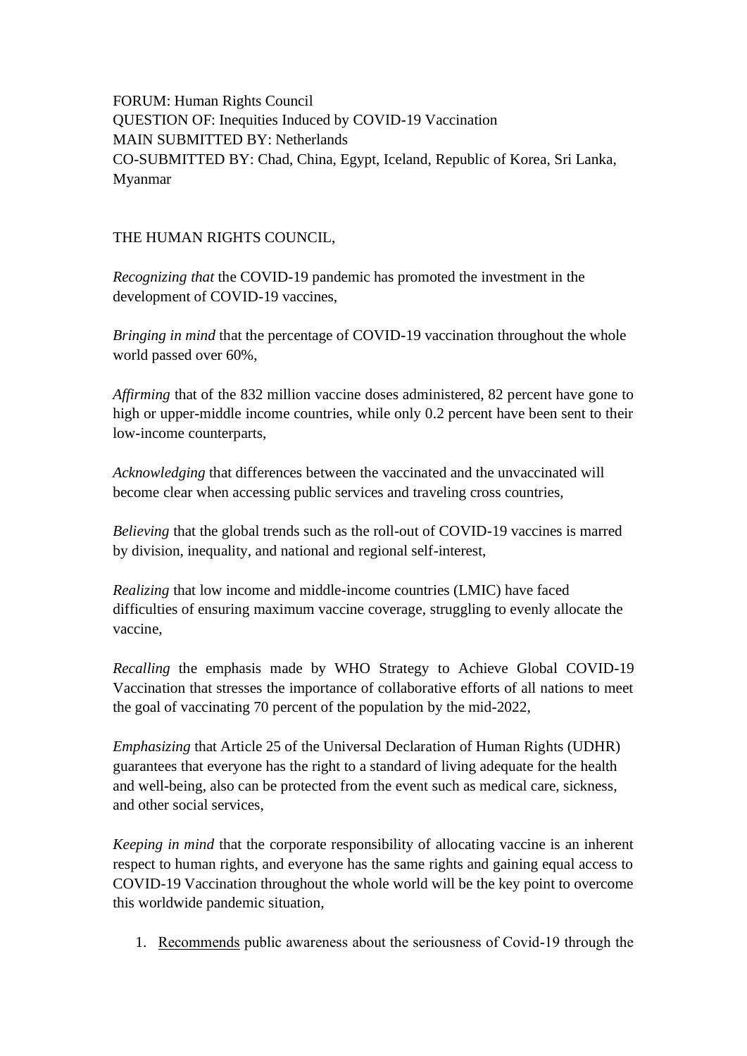FORUM: Human Rights Council
QUESTION OF: Inequities Induced by COVID-19 Vaccination
MAIN SUBMITTED BY: Netherlands
CO-SUBMITTED BY: Chad, China, Egypt, Iceland, Republic of Korea, Sri Lanka, Myanmar

THE HUMAN RIGHTS COUNCIL,

*Recognizing that* the COVID-19 pandemic has promoted the investment in the development of COVID-19 vaccines,

*Bringing in mind* that the percentage of COVID-19 vaccination throughout the whole world passed over 60%,

*Affirming* that of the 832 million vaccine doses administered, 82 percent have gone to high or upper-middle income countries, while only 0.2 percent have been sent to their low-income counterparts,

*Acknowledging* that differences between the vaccinated and the unvaccinated will become clear when accessing public services and traveling cross countries,

*Believing* that the global trends such as the roll-out of COVID-19 vaccines is marred by division, inequality, and national and regional self-interest,

*Realizing* that low income and middle-income countries (LMIC) have faced difficulties of ensuring maximum vaccine coverage, struggling to evenly allocate the vaccine,

*Recalling* the emphasis made by WHO Strategy to Achieve Global COVID-19 Vaccination that stresses the importance of collaborative efforts of all nations to meet the goal of vaccinating 70 percent of the population by the mid-2022,

*Emphasizing* that Article 25 of the Universal Declaration of Human Rights (UDHR) guarantees that everyone has the right to a standard of living adequate for the health and well-being, also can be protected from the event such as medical care, sickness, and other social services,

*Keeping in mind* that the corporate responsibility of allocating vaccine is an inherent respect to human rights, and everyone has the same rights and gaining equal access to COVID-19 Vaccination throughout the whole world will be the key point to overcome this worldwide pandemic situation,

1. <u>Recommends</u> public awareness about the seriousness of Covid-19 through the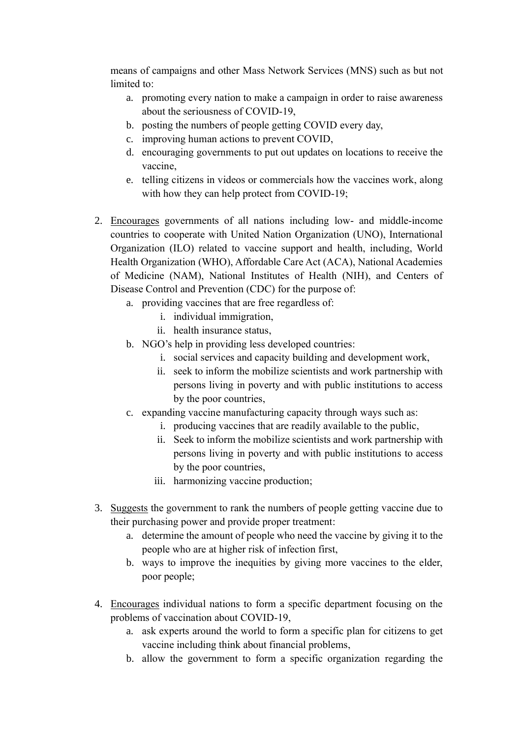means of campaigns and other Mass Network Services (MNS) such as but not limited to:

a. promoting every nation to make a campaign in order to raise awareness about the seriousness of COVID-19,
b. posting the numbers of people getting COVID every day,
c. improving human actions to prevent COVID,
d. encouraging governments to put out updates on locations to receive the vaccine,
e. telling citizens in videos or commercials how the vaccines work, along with how they can help protect from COVID-19;

2. <u>Encourages</u> governments of all nations including low- and middle-income countries to cooperate with United Nation Organization (UNO), International Organization (ILO) related to vaccine support and health, including, World Health Organization (WHO), Affordable Care Act (ACA), National Academies of Medicine (NAM), National Institutes of Health (NIH), and Centers of Disease Control and Prevention (CDC) for the purpose of:
   a. providing vaccines that are free regardless of:
      i. individual immigration,
      ii. health insurance status,
   b. NGO's help in providing less developed countries:
      i. social services and capacity building and development work,
      ii. seek to inform the mobilize scientists and work partnership with persons living in poverty and with public institutions to access by the poor countries,
   c. expanding vaccine manufacturing capacity through ways such as:
      i. producing vaccines that are readily available to the public,
      ii. Seek to inform the mobilize scientists and work partnership with persons living in poverty and with public institutions to access by the poor countries,
      iii. harmonizing vaccine production;

3. <u>Suggests</u> the government to rank the numbers of people getting vaccine due to their purchasing power and provide proper treatment:
   a. determine the amount of people who need the vaccine by giving it to the people who are at higher risk of infection first,
   b. ways to improve the inequities by giving more vaccines to the elder, poor people;

4. <u>Encourages</u> individual nations to form a specific department focusing on the problems of vaccination about COVID-19,
   a. ask experts around the world to form a specific plan for citizens to get vaccine including think about financial problems,
   b. allow the government to form a specific organization regarding the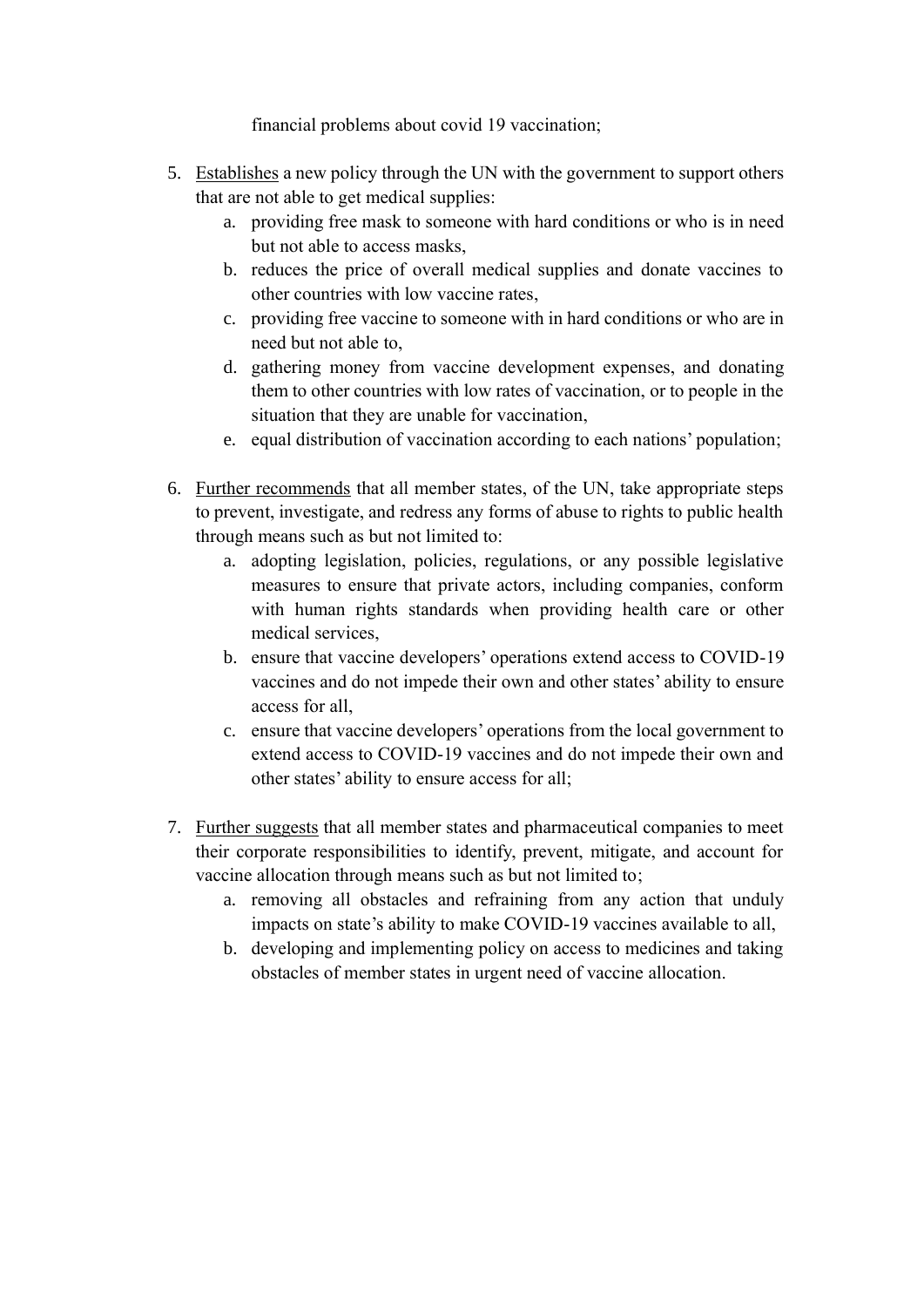financial problems about covid 19 vaccination;

5. <u>Establishes</u> a new policy through the UN with the government to support others that are not able to get medical supplies:
    a. providing free mask to someone with hard conditions or who is in need but not able to access masks,
    b. reduces the price of overall medical supplies and donate vaccines to other countries with low vaccine rates,
    c. providing free vaccine to someone with in hard conditions or who are in need but not able to,
    d. gathering money from vaccine development expenses, and donating them to other countries with low rates of vaccination, or to people in the situation that they are unable for vaccination,
    e. equal distribution of vaccination according to each nations' population;

6. <u>Further recommends</u> that all member states, of the UN, take appropriate steps to prevent, investigate, and redress any forms of abuse to rights to public health through means such as but not limited to:
    a. adopting legislation, policies, regulations, or any possible legislative measures to ensure that private actors, including companies, conform with human rights standards when providing health care or other medical services,
    b. ensure that vaccine developers' operations extend access to COVID-19 vaccines and do not impede their own and other states' ability to ensure access for all,
    c. ensure that vaccine developers' operations from the local government to extend access to COVID-19 vaccines and do not impede their own and other states' ability to ensure access for all;

7. <u>Further suggests</u> that all member states and pharmaceutical companies to meet their corporate responsibilities to identify, prevent, mitigate, and account for vaccine allocation through means such as but not limited to;
    a. removing all obstacles and refraining from any action that unduly impacts on state's ability to make COVID-19 vaccines available to all,
    b. developing and implementing policy on access to medicines and taking obstacles of member states in urgent need of vaccine allocation.